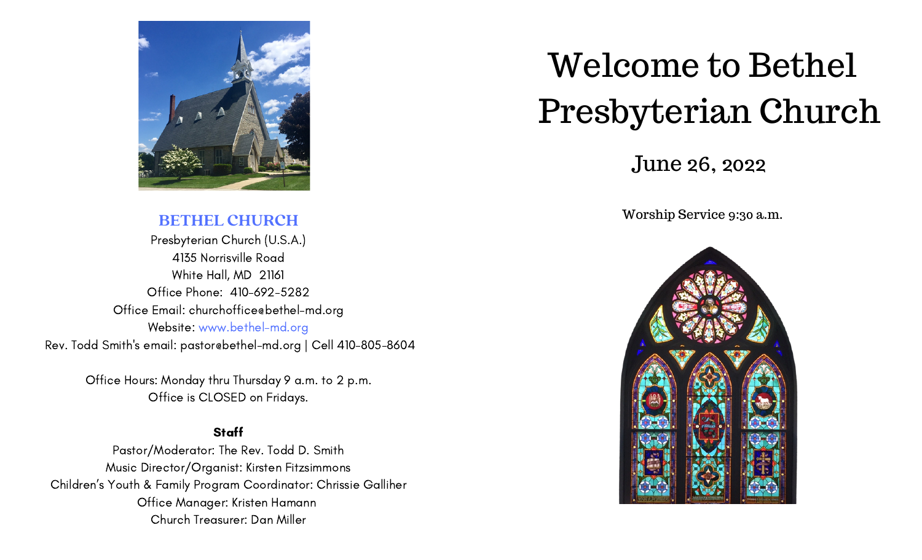**BETHEL CHURCH**

Presbyterian Church (U.S.A.)
4135 Norrisville Road
White Hall, MD 21161
Office Phone: 410-692-5282
Office Email: churchoffice@bethel-md.org
Website: www.bethel-md.org
Rev. Todd Smith's email: pastor@bethel-md.org | Cell 410-805-8604

Office Hours: Monday thru Thursday 9 a.m. to 2 p.m.
Office is CLOSED on Fridays.

**Staff**

Pastor/Moderator: The Rev. Todd D. Smith
Music Director/Organist: Kirsten Fitzsimmons
Children's Youth & Family Program Coordinator: Chrissie Galliher
Office Manager: Kristen Hamann
Church Treasurer: Dan Miller

# Welcome to Bethel Presbyterian Church

## June 26, 2022

Worship Service 9:30 a.m.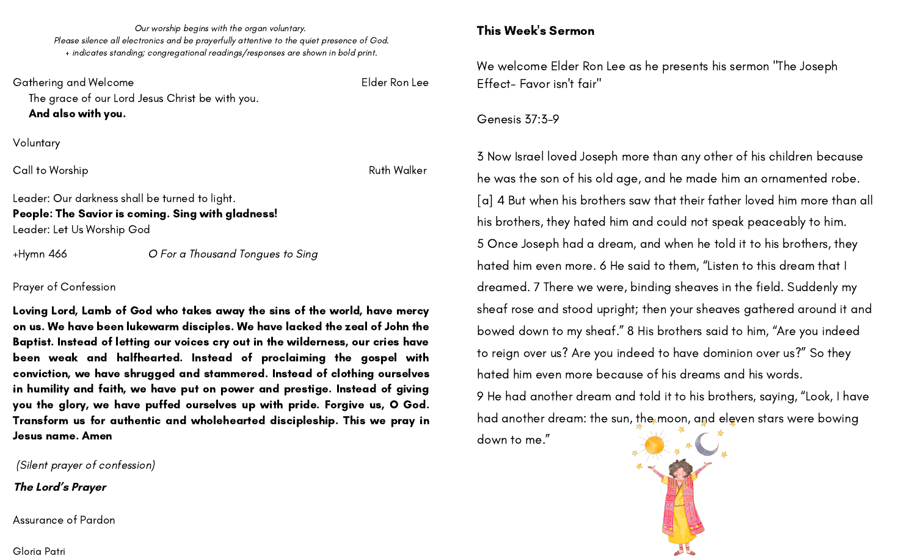*Our worship begins with the organ voluntary.*
*Please silence all electronics and be prayerfully attentive to the quiet presence of God.*
*+ indicates standing; congregational readings/responses are shown in bold print.*

Gathering and Welcome — Elder Ron Lee

The grace of our Lord Jesus Christ be with you.
**And also with you.**

Voluntary

Call to Worship — Ruth Walker

Leader: Our darkness shall be turned to light.
**People: The Savior is coming. Sing with gladness!**
Leader: Let Us Worship God

+Hymn 466 — *O For a Thousand Tongues to Sing*

Prayer of Confession

**Loving Lord, Lamb of God who takes away the sins of the world, have mercy on us. We have been lukewarm disciples. We have lacked the zeal of John the Baptist. Instead of letting our voices cry out in the wilderness, our cries have been weak and halfhearted. Instead of proclaiming the gospel with conviction, we have shrugged and stammered. Instead of clothing ourselves in humility and faith, we have put on power and prestige. Instead of giving you the glory, we have puffed ourselves up with pride. Forgive us, O God. Transform us for authentic and wholehearted discipleship. This we pray in Jesus name. Amen**

*(Silent prayer of confession)*

***The Lord's Prayer***

Assurance of Pardon

Gloria Patri

**This Week's Sermon**

We welcome Elder Ron Lee as he presents his sermon "The Joseph Effect- Favor isn't fair"

Genesis 37:3-9

3 Now Israel loved Joseph more than any other of his children because he was the son of his old age, and he made him an ornamented robe.[a] 4 But when his brothers saw that their father loved him more than all his brothers, they hated him and could not speak peaceably to him.
5 Once Joseph had a dream, and when he told it to his brothers, they hated him even more. 6 He said to them, "Listen to this dream that I dreamed. 7 There we were, binding sheaves in the field. Suddenly my sheaf rose and stood upright; then your sheaves gathered around it and bowed down to my sheaf." 8 His brothers said to him, "Are you indeed to reign over us? Are you indeed to have dominion over us?" So they hated him even more because of his dreams and his words.
9 He had another dream and told it to his brothers, saying, "Look, I have had another dream: the sun, the moon, and eleven stars were bowing down to me."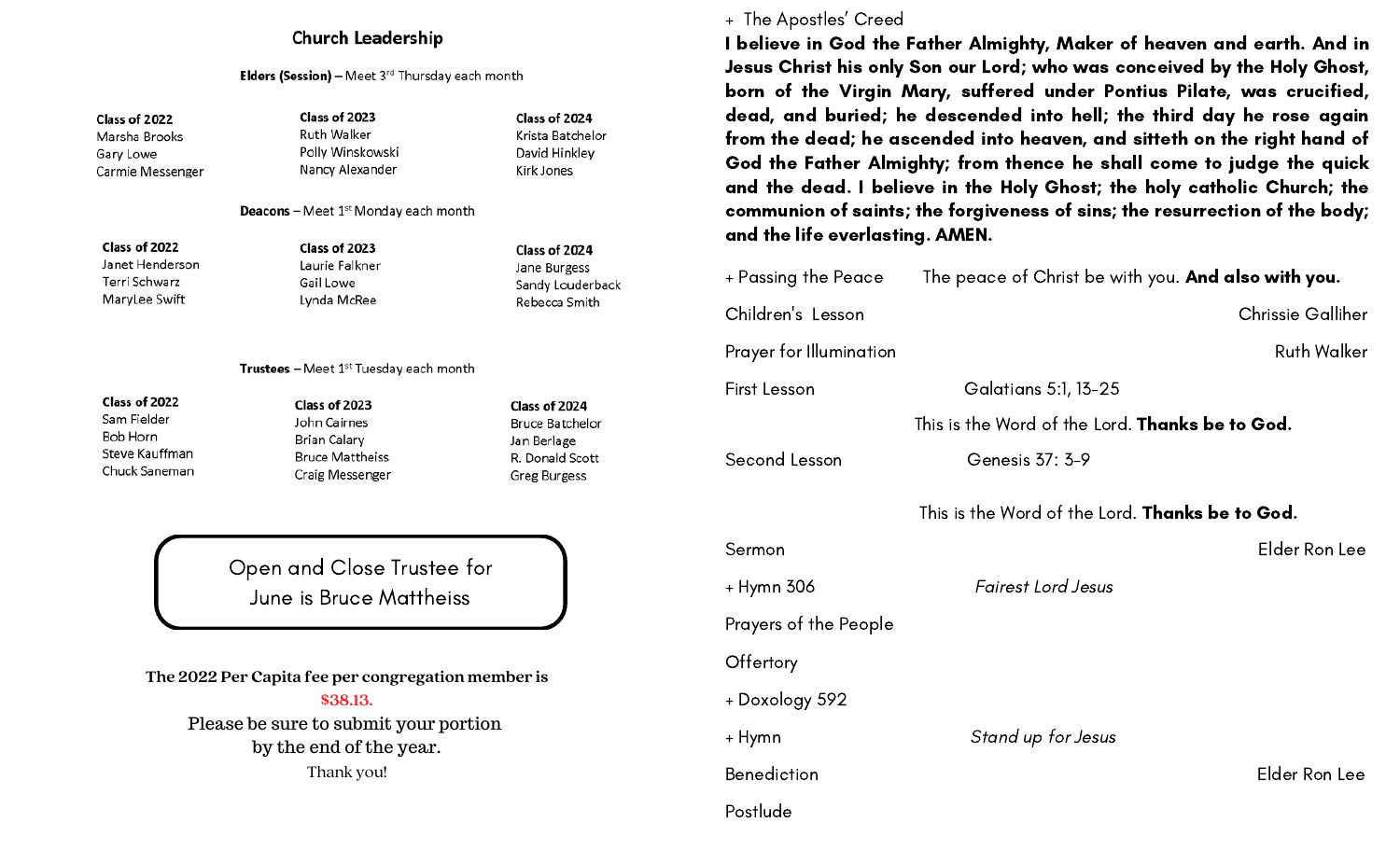## Church Leadership

**Elders (Session)** – Meet 3rd Thursday each month

| Class of 2022 | Class of 2023 | Class of 2024 |
|---|---|---|
| Marsha Brooks | Ruth Walker | Krista Batchelor |
| Gary Lowe | Polly Winskowski | David Hinkley |
| Carmie Messenger | Nancy Alexander | Kirk Jones |

**Deacons** – Meet 1st Monday each month

| Class of 2022 | Class of 2023 | Class of 2024 |
|---|---|---|
| Janet Henderson | Laurie Falkner | Jane Burgess |
| Terri Schwarz | Gail Lowe | Sandy Louderback |
| MaryLee Swift | Lynda McRee | Rebecca Smith |

**Trustees** – Meet 1st Tuesday each month

| Class of 2022 | Class of 2023 | Class of 2024 |
|---|---|---|
| Sam Fielder | John Cairnes | Bruce Batchelor |
| Bob Horn | Brian Calary | Jan Berlage |
| Steve Kauffman | Bruce Mattheiss | R. Donald Scott |
| Chuck Saneman | Craig Messenger | Greg Burgess |

Open and Close Trustee for June is Bruce Mattheiss

**The 2022 Per Capita fee per congregation member is $38.13.**
Please be sure to submit your portion by the end of the year.
Thank you!

\+ The Apostles' Creed

**I believe in God the Father Almighty, Maker of heaven and earth. And in Jesus Christ his only Son our Lord; who was conceived by the Holy Ghost, born of the Virgin Mary, suffered under Pontius Pilate, was crucified, dead, and buried; he descended into hell; the third day he rose again from the dead; he ascended into heaven, and sitteth on the right hand of God the Father Almighty; from thence he shall come to judge the quick and the dead. I believe in the Holy Ghost; the holy catholic Church; the communion of saints; the forgiveness of sins; the resurrection of the body; and the life everlasting. AMEN.**

\+ Passing the Peace — The peace of Christ be with you. **And also with you.**

Children's Lesson — Chrissie Galliher

Prayer for Illumination — Ruth Walker

First Lesson — Galatians 5:1, 13-25

This is the Word of the Lord. **Thanks be to God.**

Second Lesson — Genesis 37: 3-9

This is the Word of the Lord. **Thanks be to God.**

Sermon — Elder Ron Lee

\+ Hymn 306 — *Fairest Lord Jesus*

Prayers of the People

Offertory

\+ Doxology 592

\+ Hymn — *Stand up for Jesus*

Benediction — Elder Ron Lee

Postlude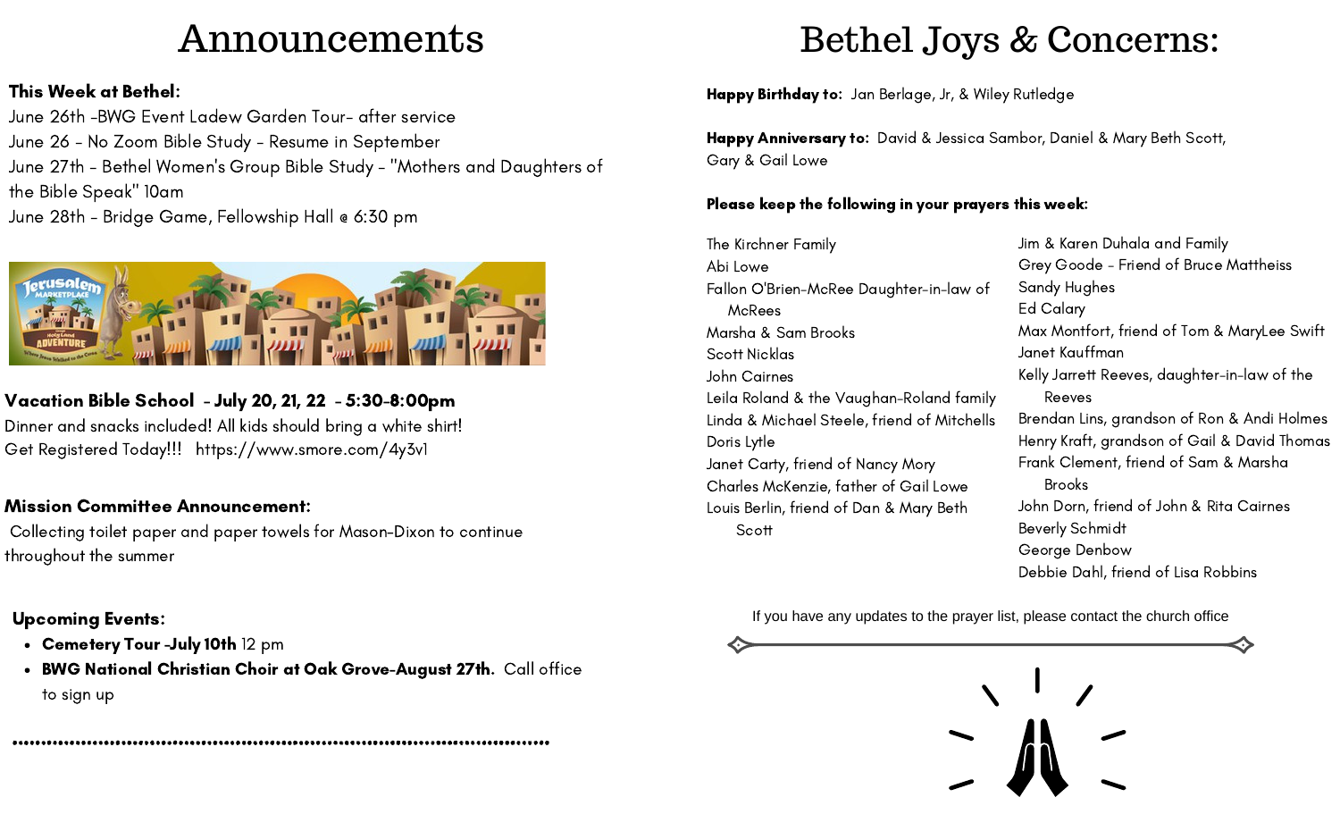# Announcements

**This Week at Bethel:**

June 26th -BWG Event Ladew Garden Tour- after service
June 26 - No Zoom Bible Study - Resume in September
June 27th - Bethel Women's Group Bible Study - "Mothers and Daughters of the Bible Speak" 10am
June 28th - Bridge Game, Fellowship Hall @ 6:30 pm

**Vacation Bible School - July 20, 21, 22 - 5:30-8:00pm**
Dinner and snacks included! All kids should bring a white shirt!
Get Registered Today!!! https://www.smore.com/4y3v1

**Mission Committee Announcement:**
Collecting toilet paper and paper towels for Mason-Dixon to continue throughout the summer

**Upcoming Events:**

- **Cemetery Tour -July 10th** 12 pm
- **BWG National Christian Choir at Oak Grove-August 27th.** Call office to sign up

# Bethel Joys & Concerns:

**Happy Birthday to:** Jan Berlage, Jr, & Wiley Rutledge

**Happy Anniversary to:** David & Jessica Sambor, Daniel & Mary Beth Scott, Gary & Gail Lowe

**Please keep the following in your prayers this week:**

The Kirchner Family
Abi Lowe
Fallon O'Brien-McRee Daughter-in-law of McRees
Marsha & Sam Brooks
Scott Nicklas
John Cairnes
Leila Roland & the Vaughan-Roland family
Linda & Michael Steele, friend of Mitchells
Doris Lytle
Janet Carty, friend of Nancy Mory
Charles McKenzie, father of Gail Lowe
Louis Berlin, friend of Dan & Mary Beth Scott
Jim & Karen Duhala and Family
Grey Goode - Friend of Bruce Mattheiss
Sandy Hughes
Ed Calary
Max Montfort, friend of Tom & MaryLee Swift
Janet Kauffman
Kelly Jarrett Reeves, daughter-in-law of the Reeves
Brendan Lins, grandson of Ron & Andi Holmes
Henry Kraft, grandson of Gail & David Thomas
Frank Clement, friend of Sam & Marsha Brooks
John Dorn, friend of John & Rita Cairnes
Beverly Schmidt
George Denbow
Debbie Dahl, friend of Lisa Robbins

If you have any updates to the prayer list, please contact the church office